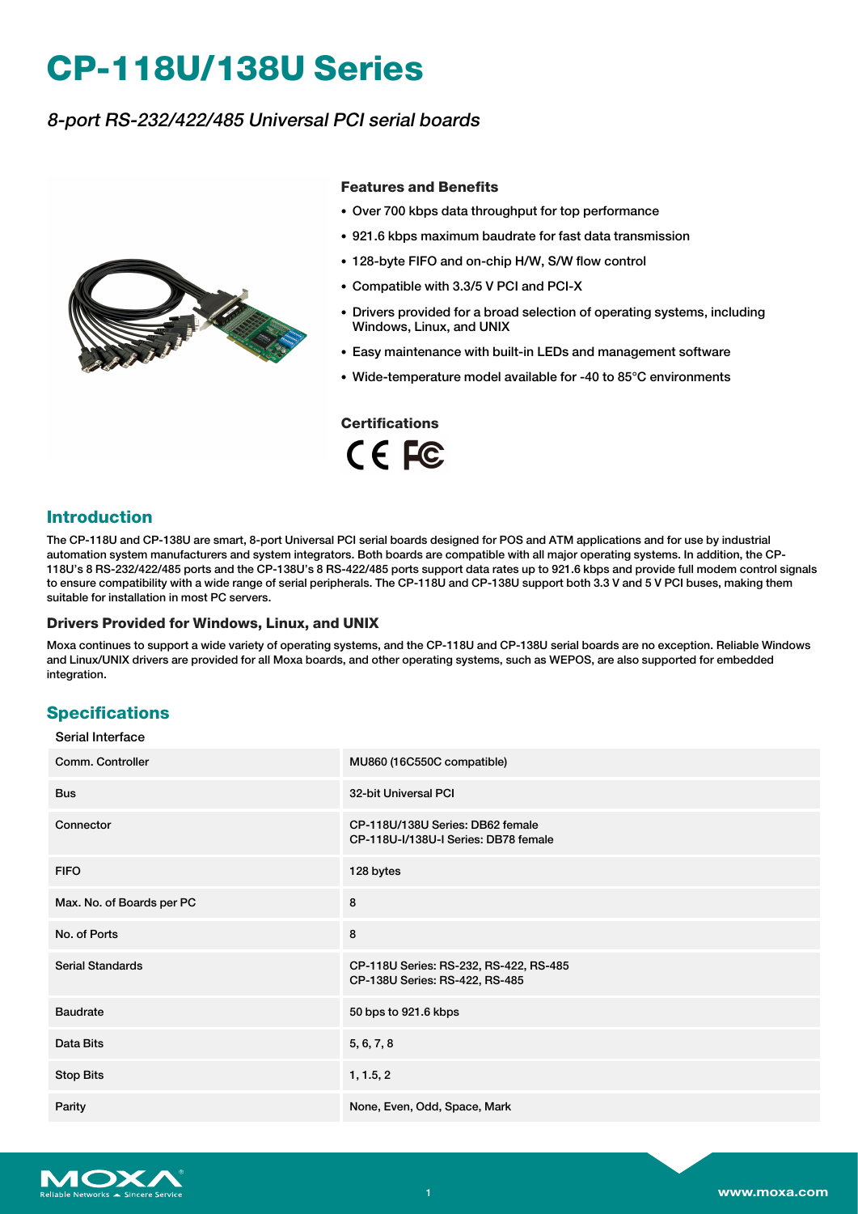# CP-118U/138U Series

*8-port RS-232/422/485 Universal PCI serial boards*

### Features and Benefits

- Over 700 kbps data throughput for top performance
- 921.6 kbps maximum baudrate for fast data transmission
- 128-byte FIFO and on-chip H/W, S/W flow control
- Compatible with 3.3/5 V PCI and PCI-X
- Drivers provided for a broad selection of operating systems, including Windows, Linux, and UNIX
- Easy maintenance with built-in LEDs and management software
- Wide-temperature model available for -40 to 85°C environments

### Certifications

CE FC

## Introduction

The CP-118U and CP-138U are smart, 8-port Universal PCI serial boards designed for POS and ATM applications and for use by industrial automation system manufacturers and system integrators. Both boards are compatible with all major operating systems. In addition, the CP-118U's 8 RS-232/422/485 ports and the CP-138U's 8 RS-422/485 ports support data rates up to 921.6 kbps and provide full modem control signals to ensure compatibility with a wide range of serial peripherals. The CP-118U and CP-138U support both 3.3 V and 5 V PCI buses, making them suitable for installation in most PC servers.

### Drivers Provided for Windows, Linux, and UNIX

Moxa continues to support a wide variety of operating systems, and the CP-118U and CP-138U serial boards are no exception. Reliable Windows and Linux/UNIX drivers are provided for all Moxa boards, and other operating systems, such as WEPOS, are also supported for embedded integration.

## Specifications

Serial Interface

| | |
|---|---|
| Comm. Controller | MU860 (16C550C compatible) |
| Bus | 32-bit Universal PCI |
| Connector | CP-118U/138U Series: DB62 female<br>CP-118U-I/138U-I Series: DB78 female |
| FIFO | 128 bytes |
| Max. No. of Boards per PC | 8 |
| No. of Ports | 8 |
| Serial Standards | CP-118U Series: RS-232, RS-422, RS-485<br>CP-138U Series: RS-422, RS-485 |
| Baudrate | 50 bps to 921.6 kbps |
| Data Bits | 5, 6, 7, 8 |
| Stop Bits | 1, 1.5, 2 |
| Parity | None, Even, Odd, Space, Mark |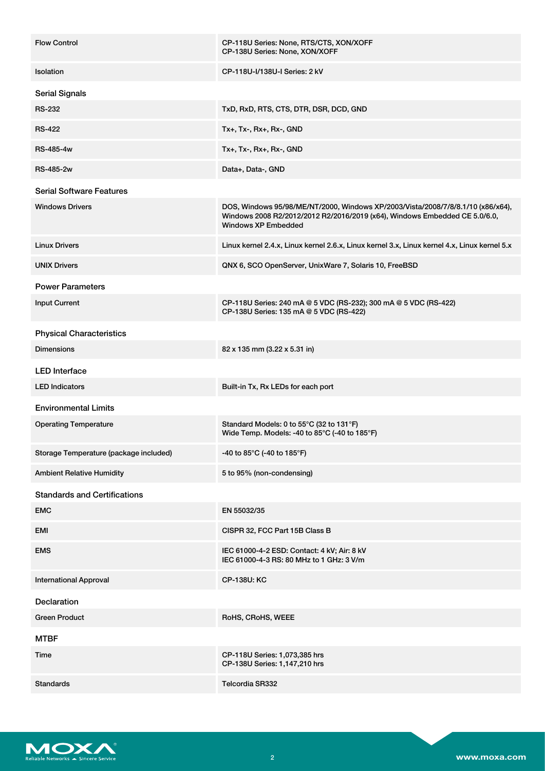| | |
|---|---|
| Flow Control | CP-118U Series: None, RTS/CTS, XON/XOFF<br>CP-138U Series: None, XON/XOFF |
| Isolation | CP-118U-I/138U-I Series: 2 kV |

## Serial Signals

| | |
|---|---|
| RS-232 | TxD, RxD, RTS, CTS, DTR, DSR, DCD, GND |
| RS-422 | Tx+, Tx-, Rx+, Rx-, GND |
| RS-485-4w | Tx+, Tx-, Rx+, Rx-, GND |
| RS-485-2w | Data+, Data-, GND |

## Serial Software Features

| | |
|---|---|
| Windows Drivers | DOS, Windows 95/98/ME/NT/2000, Windows XP/2003/Vista/2008/7/8/8.1/10 (x86/x64), Windows 2008 R2/2012/2012 R2/2016/2019 (x64), Windows Embedded CE 5.0/6.0, Windows XP Embedded |
| Linux Drivers | Linux kernel 2.4.x, Linux kernel 2.6.x, Linux kernel 3.x, Linux kernel 4.x, Linux kernel 5.x |
| UNIX Drivers | QNX 6, SCO OpenServer, UnixWare 7, Solaris 10, FreeBSD |

## Power Parameters

| | |
|---|---|
| Input Current | CP-118U Series: 240 mA @ 5 VDC (RS-232); 300 mA @ 5 VDC (RS-422)<br>CP-138U Series: 135 mA @ 5 VDC (RS-422) |

## Physical Characteristics

| | |
|---|---|
| Dimensions | 82 x 135 mm (3.22 x 5.31 in) |

## LED Interface

| | |
|---|---|
| LED Indicators | Built-in Tx, Rx LEDs for each port |

## Environmental Limits

| | |
|---|---|
| Operating Temperature | Standard Models: 0 to 55°C (32 to 131°F)<br>Wide Temp. Models: -40 to 85°C (-40 to 185°F) |
| Storage Temperature (package included) | -40 to 85°C (-40 to 185°F) |
| Ambient Relative Humidity | 5 to 95% (non-condensing) |

## Standards and Certifications

| | |
|---|---|
| EMC | EN 55032/35 |
| EMI | CISPR 32, FCC Part 15B Class B |
| EMS | IEC 61000-4-2 ESD: Contact: 4 kV; Air: 8 kV<br>IEC 61000-4-3 RS: 80 MHz to 1 GHz: 3 V/m |
| International Approval | CP-138U: KC |

## Declaration

| | |
|---|---|
| Green Product | RoHS, CRoHS, WEEE |

## MTBF

| | |
|---|---|
| Time | CP-118U Series: 1,073,385 hrs<br>CP-138U Series: 1,147,210 hrs |
| Standards | Telcordia SR332 |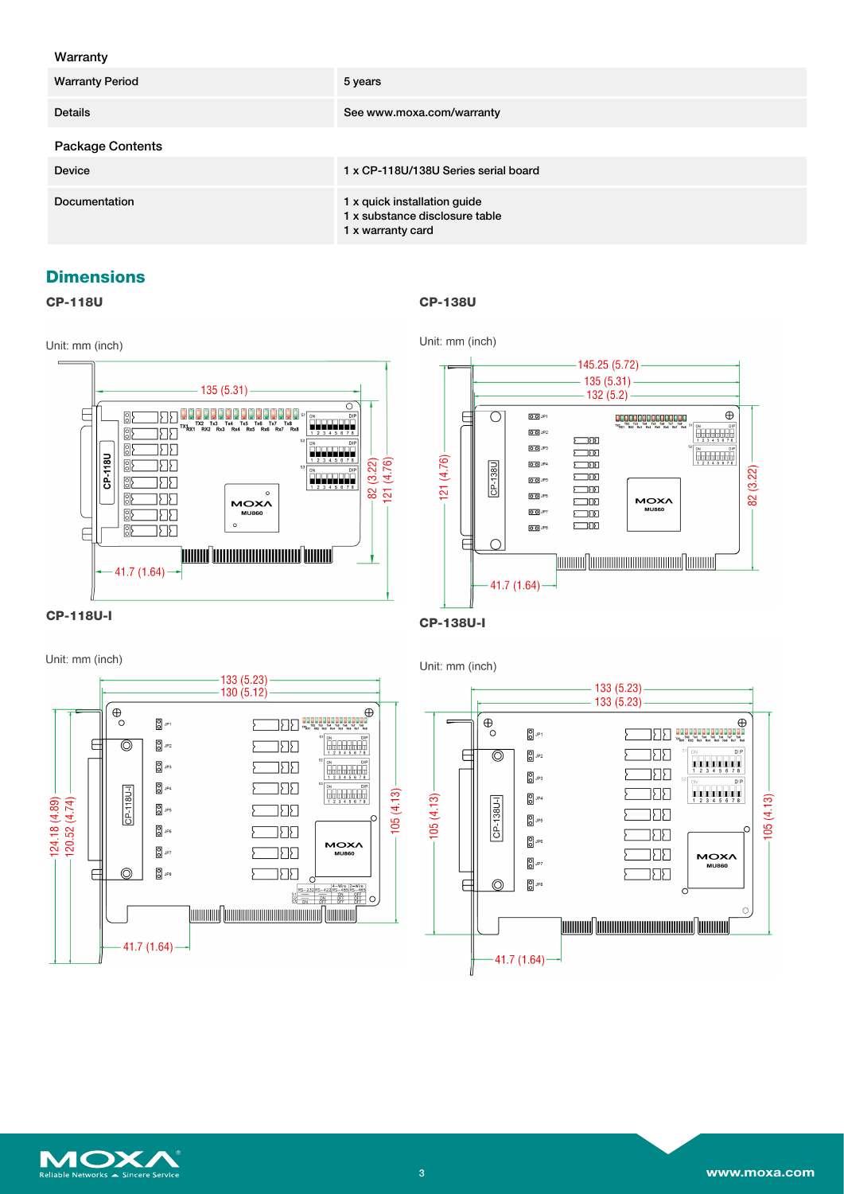### Warranty

| Warranty Period | 5 years |
|---|---|
| Details | See www.moxa.com/warranty |

### Package Contents

| Device | 1 x CP-118U/138U Series serial board |
|---|---|
| Documentation | 1 x quick installation guide<br>1 x substance disclosure table<br>1 x warranty card |

## Dimensions

**CP-118U**

Unit: mm (inch)

**CP-138U**

Unit: mm (inch)

**CP-118U-I**

Unit: mm (inch)

**CP-138U-I**

Unit: mm (inch)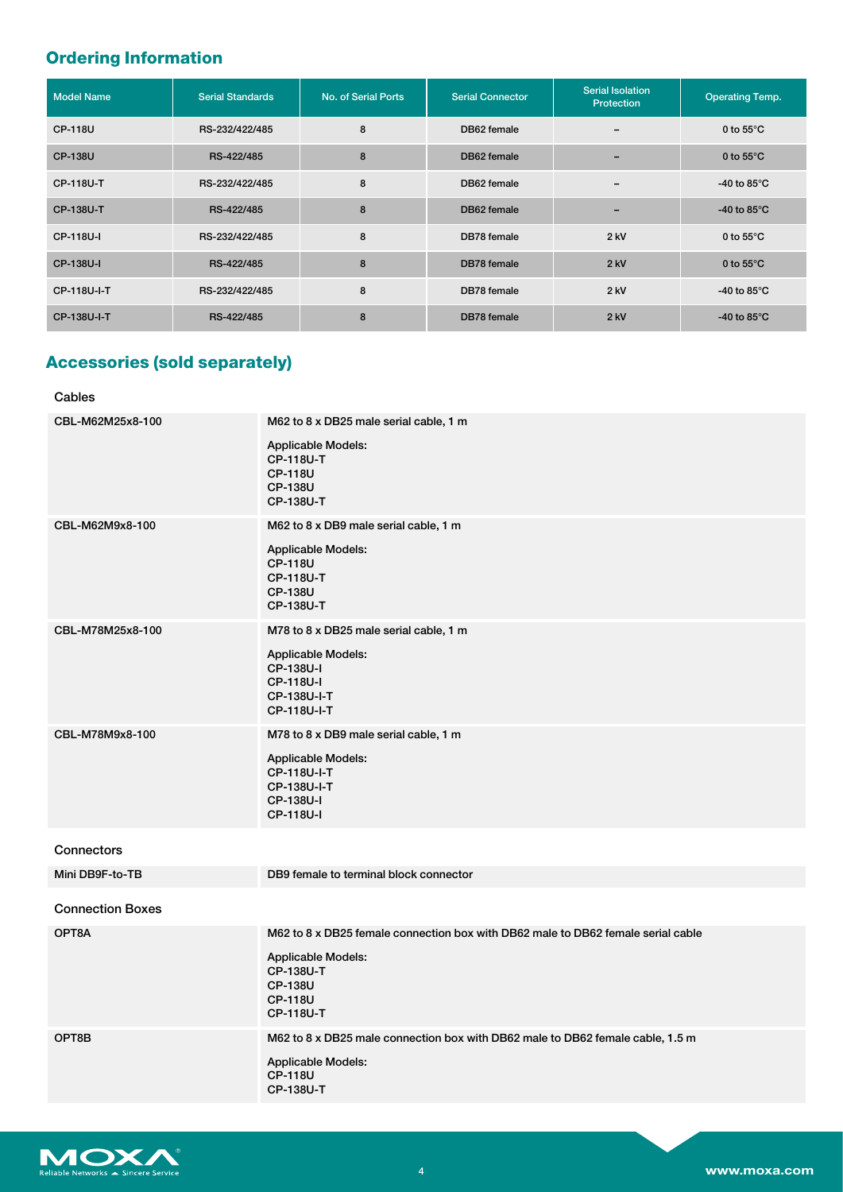## Ordering Information

| Model Name | Serial Standards | No. of Serial Ports | Serial Connector | Serial Isolation Protection | Operating Temp. |
|---|---|---|---|---|---|
| CP-118U | RS-232/422/485 | 8 | DB62 female | – | 0 to 55°C |
| CP-138U | RS-422/485 | 8 | DB62 female | – | 0 to 55°C |
| CP-118U-T | RS-232/422/485 | 8 | DB62 female | – | -40 to 85°C |
| CP-138U-T | RS-422/485 | 8 | DB62 female | – | -40 to 85°C |
| CP-118U-I | RS-232/422/485 | 8 | DB78 female | 2 kV | 0 to 55°C |
| CP-138U-I | RS-422/485 | 8 | DB78 female | 2 kV | 0 to 55°C |
| CP-118U-I-T | RS-232/422/485 | 8 | DB78 female | 2 kV | -40 to 85°C |
| CP-138U-I-T | RS-422/485 | 8 | DB78 female | 2 kV | -40 to 85°C |

## Accessories (sold separately)

**Cables**

| | |
|---|---|
| CBL-M62M25x8-100 | M62 to 8 x DB25 male serial cable, 1 m<br><br>Applicable Models:<br>CP-118U-T<br>CP-118U<br>CP-138U<br>CP-138U-T |
| CBL-M62M9x8-100 | M62 to 8 x DB9 male serial cable, 1 m<br><br>Applicable Models:<br>CP-118U<br>CP-118U-T<br>CP-138U<br>CP-138U-T |
| CBL-M78M25x8-100 | M78 to 8 x DB25 male serial cable, 1 m<br><br>Applicable Models:<br>CP-138U-I<br>CP-118U-I<br>CP-138U-I-T<br>CP-118U-I-T |
| CBL-M78M9x8-100 | M78 to 8 x DB9 male serial cable, 1 m<br><br>Applicable Models:<br>CP-118U-I-T<br>CP-138U-I-T<br>CP-138U-I<br>CP-118U-I |

**Connectors**

| | |
|---|---|
| Mini DB9F-to-TB | DB9 female to terminal block connector |

**Connection Boxes**

| | |
|---|---|
| OPT8A | M62 to 8 x DB25 female connection box with DB62 male to DB62 female serial cable<br><br>Applicable Models:<br>CP-138U-T<br>CP-138U<br>CP-118U<br>CP-118U-T |
| OPT8B | M62 to 8 x DB25 male connection box with DB62 male to DB62 female cable, 1.5 m<br><br>Applicable Models:<br>CP-118U<br>CP-138U-T |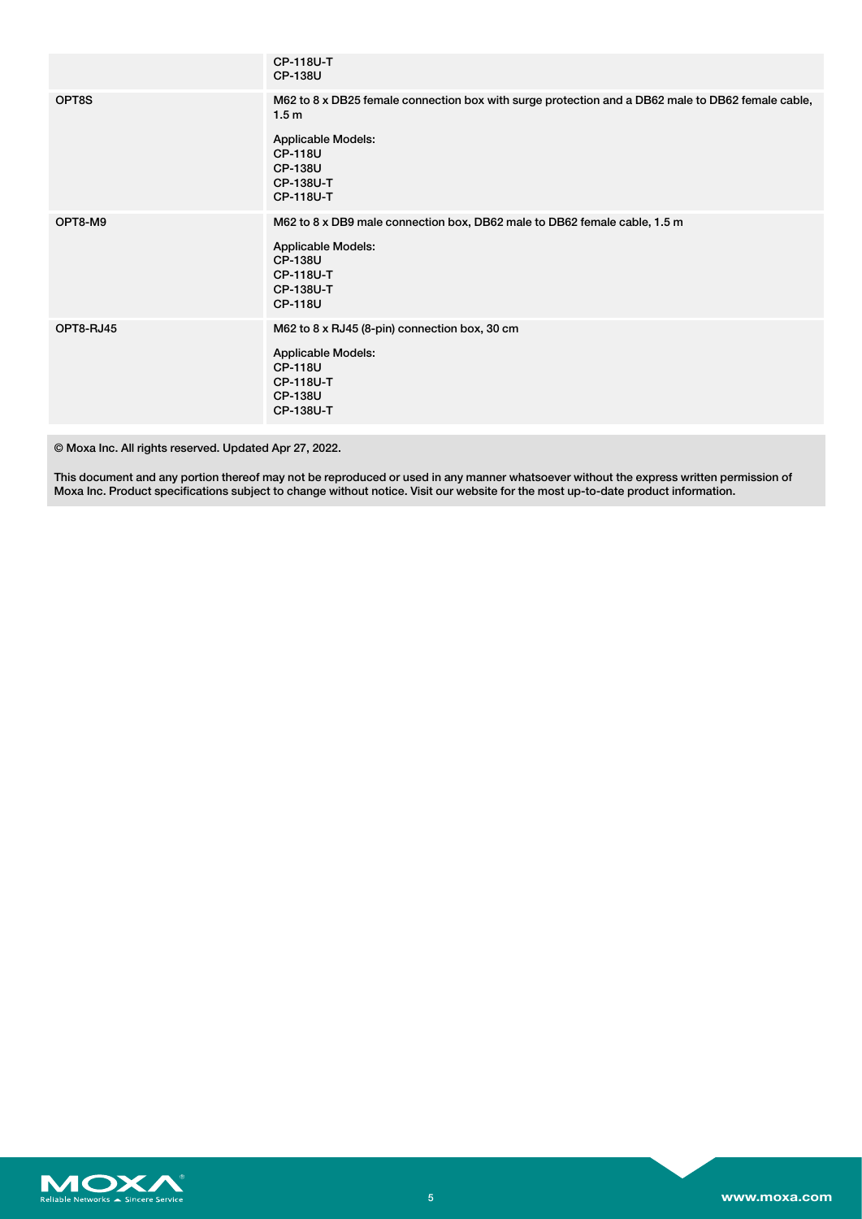| | |
|---|---|
| | CP-118U-T<br>CP-138U |
| OPT8S | M62 to 8 x DB25 female connection box with surge protection and a DB62 male to DB62 female cable, 1.5 m<br><br>Applicable Models:<br>CP-118U<br>CP-138U<br>CP-138U-T<br>CP-118U-T |
| OPT8-M9 | M62 to 8 x DB9 male connection box, DB62 male to DB62 female cable, 1.5 m<br><br>Applicable Models:<br>CP-138U<br>CP-118U-T<br>CP-138U-T<br>CP-118U |
| OPT8-RJ45 | M62 to 8 x RJ45 (8-pin) connection box, 30 cm<br><br>Applicable Models:<br>CP-118U<br>CP-118U-T<br>CP-138U<br>CP-138U-T |

© Moxa Inc. All rights reserved. Updated Apr 27, 2022.

This document and any portion thereof may not be reproduced or used in any manner whatsoever without the express written permission of Moxa Inc. Product specifications subject to change without notice. Visit our website for the most up-to-date product information.